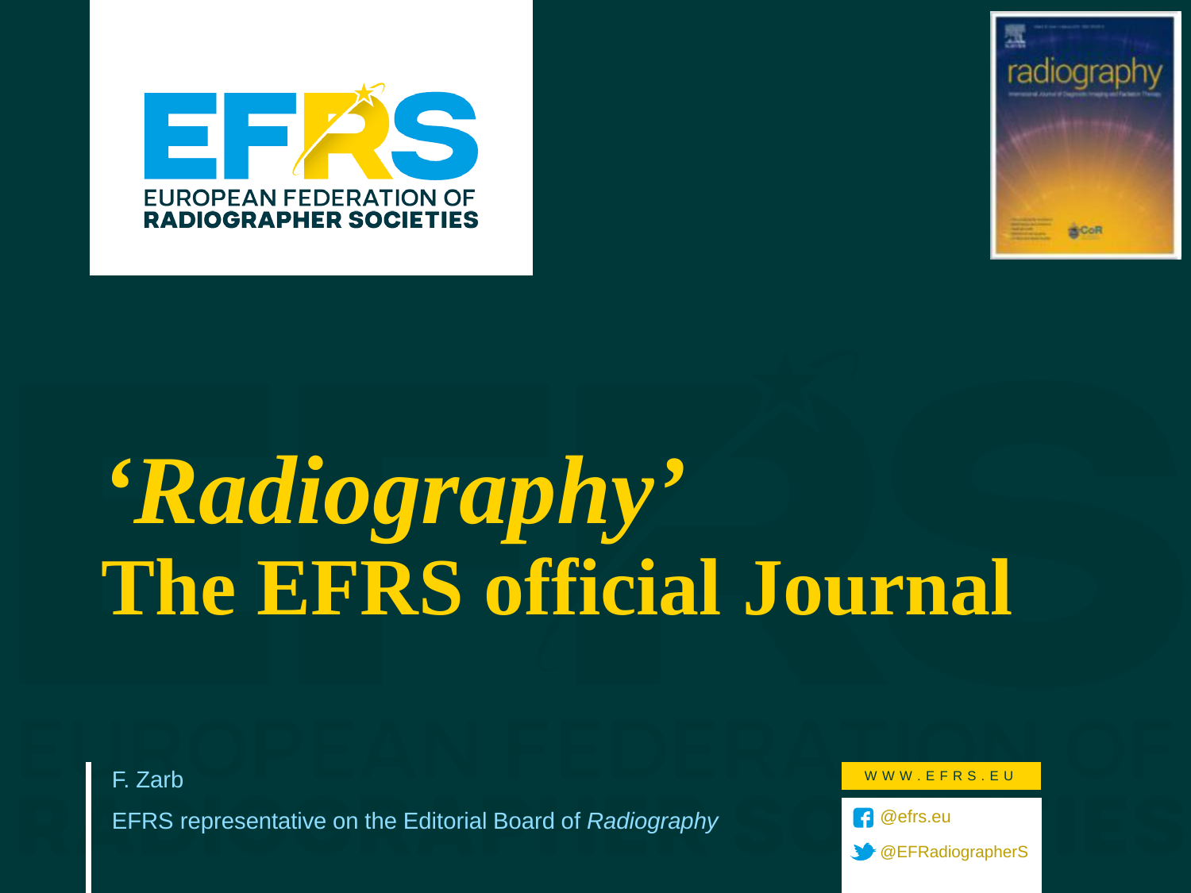# *'Radiography'* The EFRS official Journal

F. Zarb

EFRS representative on the Editorial Board of *Radiography*

WWW.EFRS.EU

@efrs.eu

@EFRadiographerS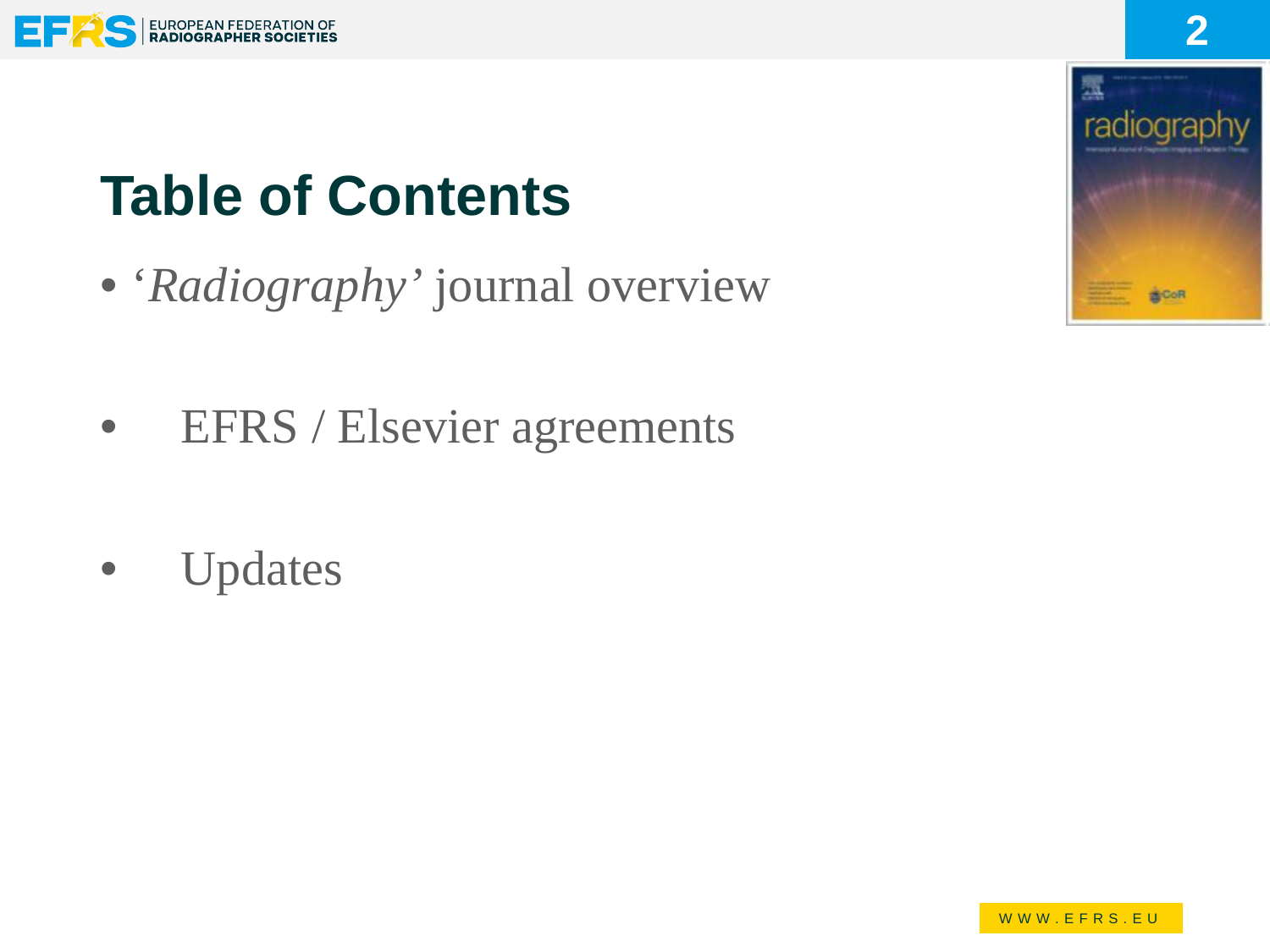# Table of Contents

- *'Radiography'* journal overview
- EFRS / Elsevier agreements
- Updates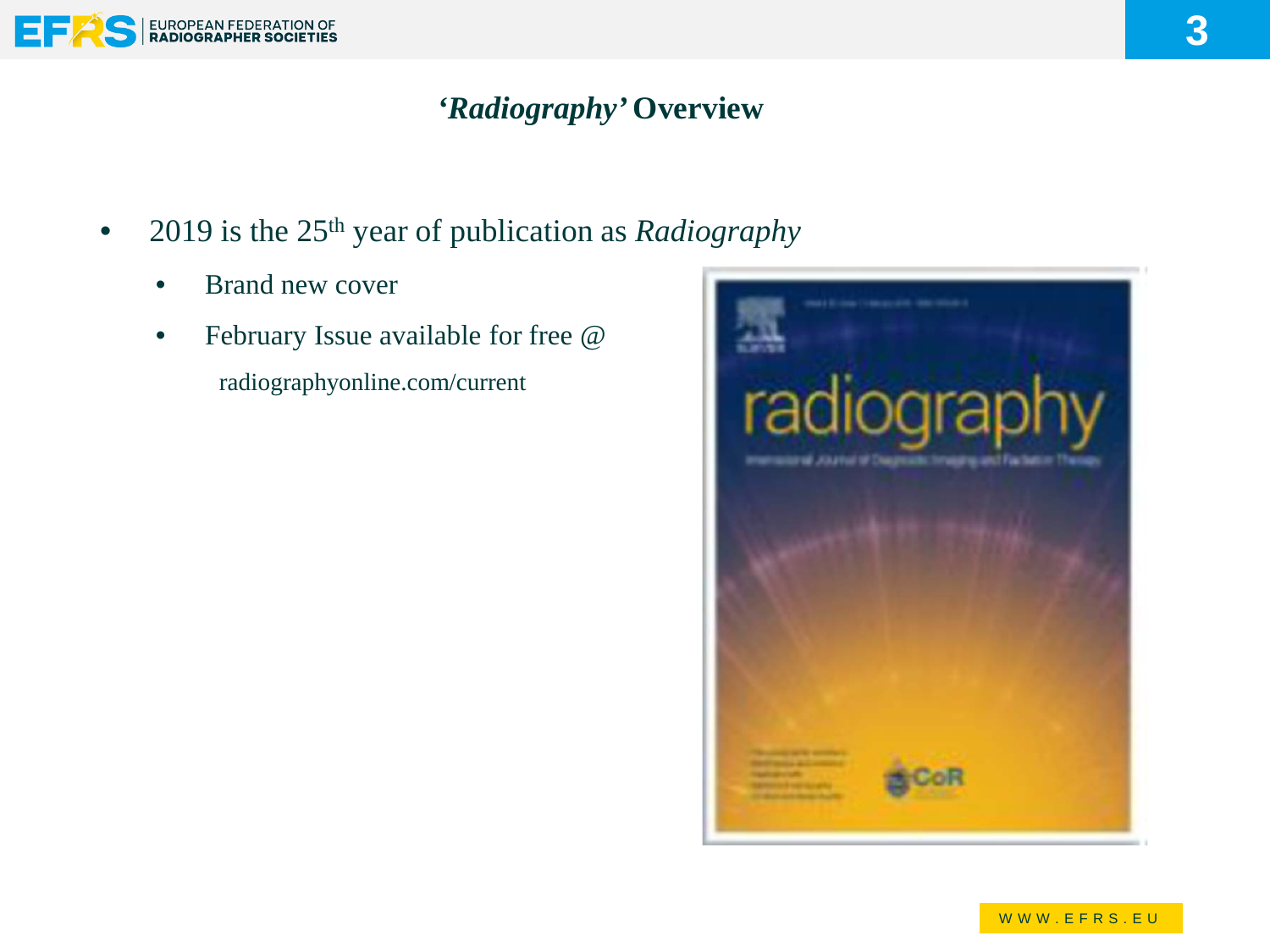## *'Radiography'* Overview

- 2019 is the 25th year of publication as *Radiography*
  - Brand new cover
  - February Issue available for free @ radiographyonline.com/current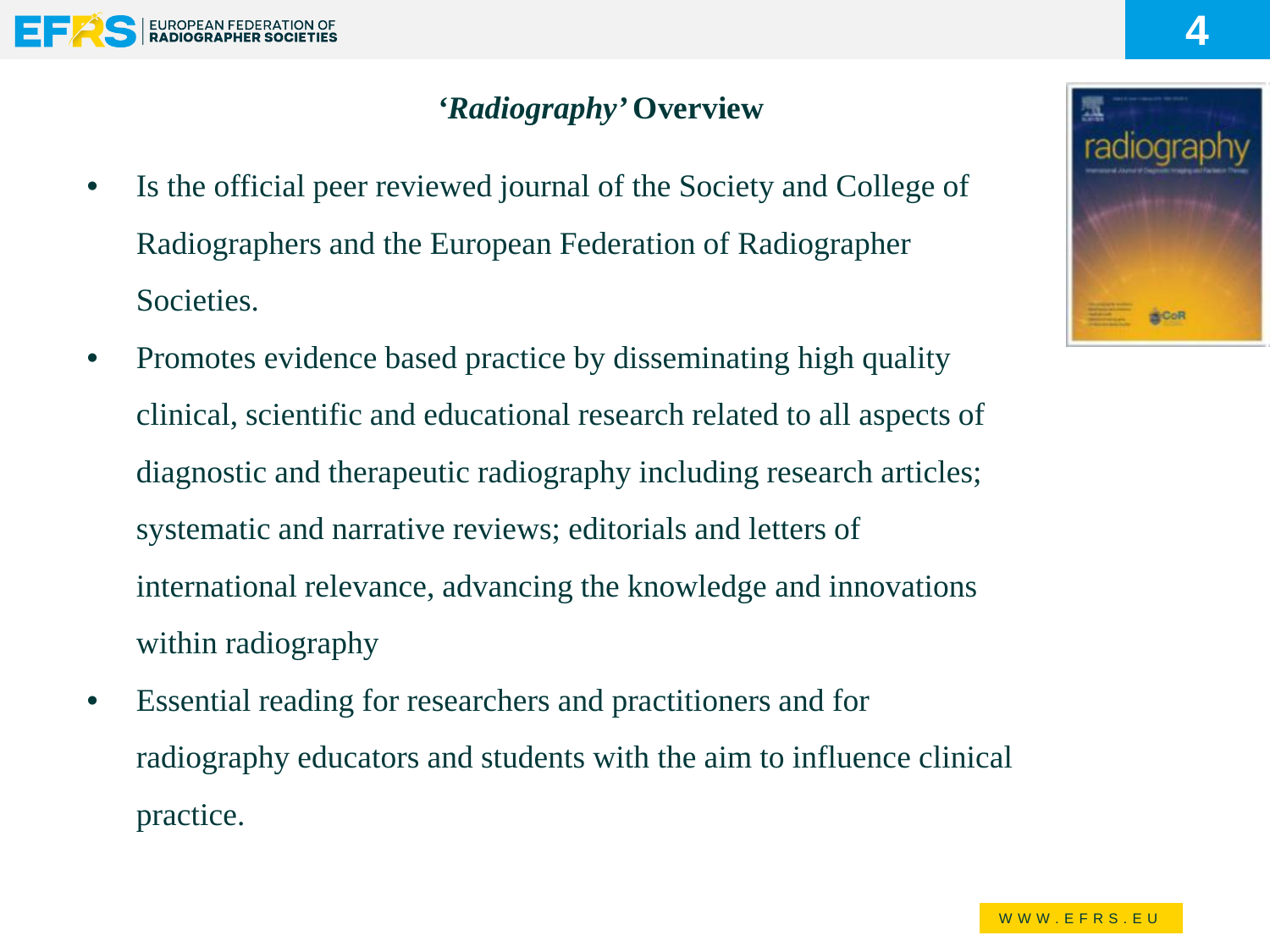## *'Radiography'* Overview

- Is the official peer reviewed journal of the Society and College of Radiographers and the European Federation of Radiographer Societies.
- Promotes evidence based practice by disseminating high quality clinical, scientific and educational research related to all aspects of diagnostic and therapeutic radiography including research articles; systematic and narrative reviews; editorials and letters of international relevance, advancing the knowledge and innovations within radiography
- Essential reading for researchers and practitioners and for radiography educators and students with the aim to influence clinical practice.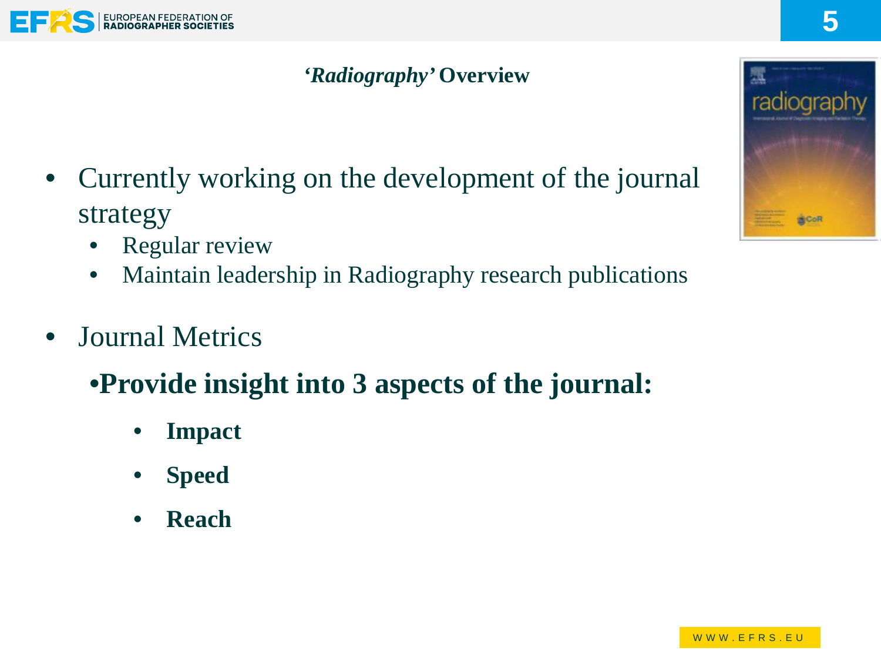## *'Radiography'* Overview

- Currently working on the development of the journal strategy
  - Regular review
  - Maintain leadership in Radiography research publications

- Journal Metrics
  - **Provide insight into 3 aspects of the journal:**
    - **Impact**
    - **Speed**
    - **Reach**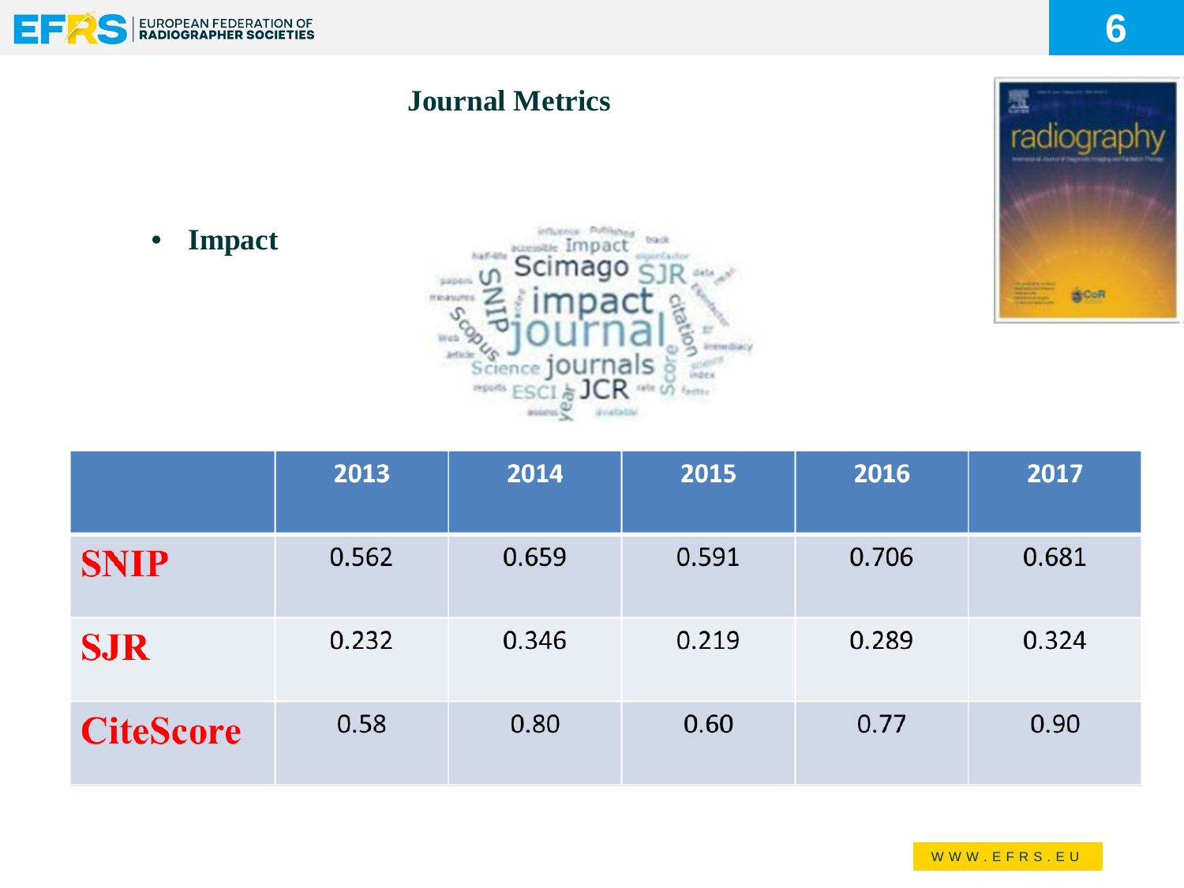## Journal Metrics

- **Impact**

| | 2013 | 2014 | 2015 | 2016 | 2017 |
|---|---|---|---|---|---|
| **SNIP** | 0.562 | 0.659 | 0.591 | 0.706 | 0.681 |
| **SJR** | 0.232 | 0.346 | 0.219 | 0.289 | 0.324 |
| **CiteScore** | 0.58 | 0.80 | 0.60 | 0.77 | 0.90 |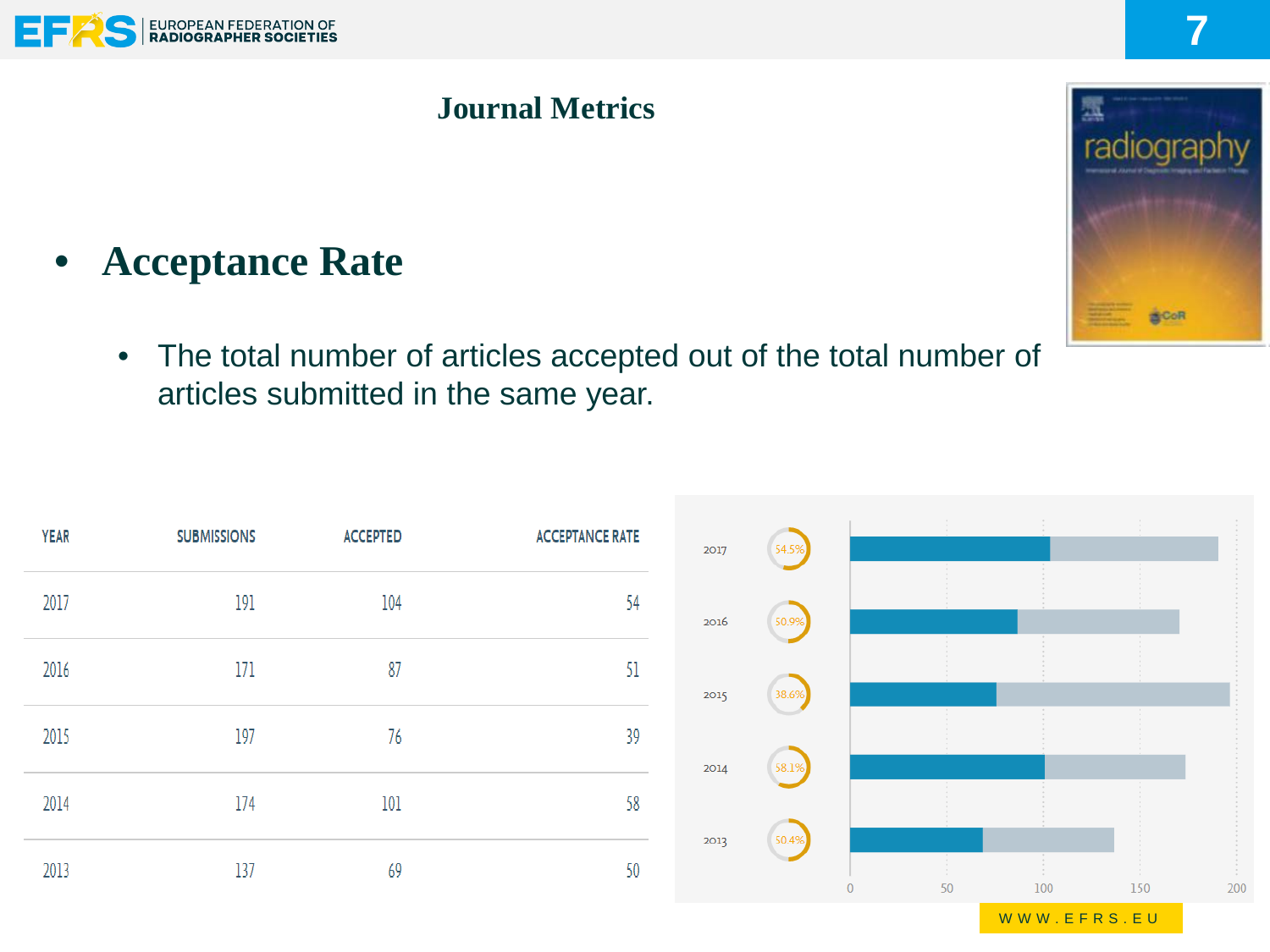# Journal Metrics

- **Acceptance Rate**
  - The total number of articles accepted out of the total number of articles submitted in the same year.

| YEAR | SUBMISSIONS | ACCEPTED | ACCEPTANCE RATE |
|---|---|---|---|
| 2017 | 191 | 104 | 54 |
| 2016 | 171 | 87 | 51 |
| 2015 | 197 | 76 | 39 |
| 2014 | 174 | 101 | 58 |
| 2013 | 137 | 69 | 50 |

| Year | Acceptance rate |
|---|---|
| 2017 | 54.5% |
| 2016 | 50.9% |
| 2015 | 38.6% |
| 2014 | 58.1% |
| 2013 | 50.4% |

WWW.EFRS.EU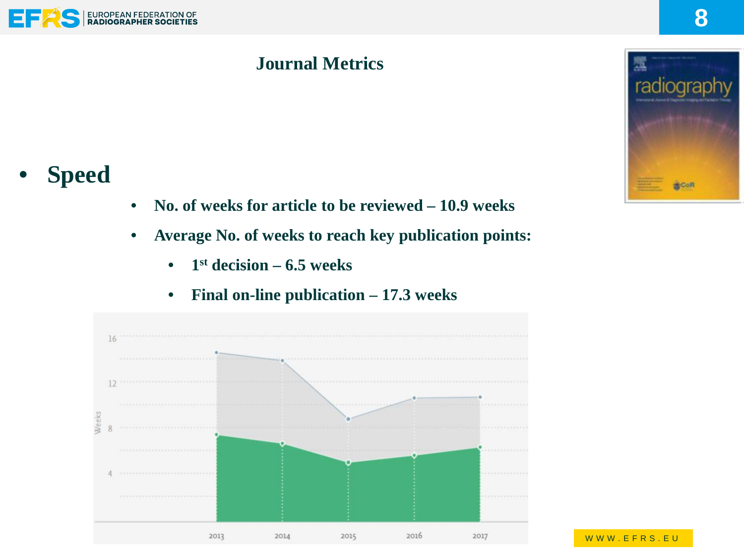## Journal Metrics

- **Speed**
  - **No. of weeks for article to be reviewed – 10.9 weeks**
  - **Average No. of weeks to reach key publication points:**
    - **1st decision – 6.5 weeks**
    - **Final on-line publication – 17.3 weeks**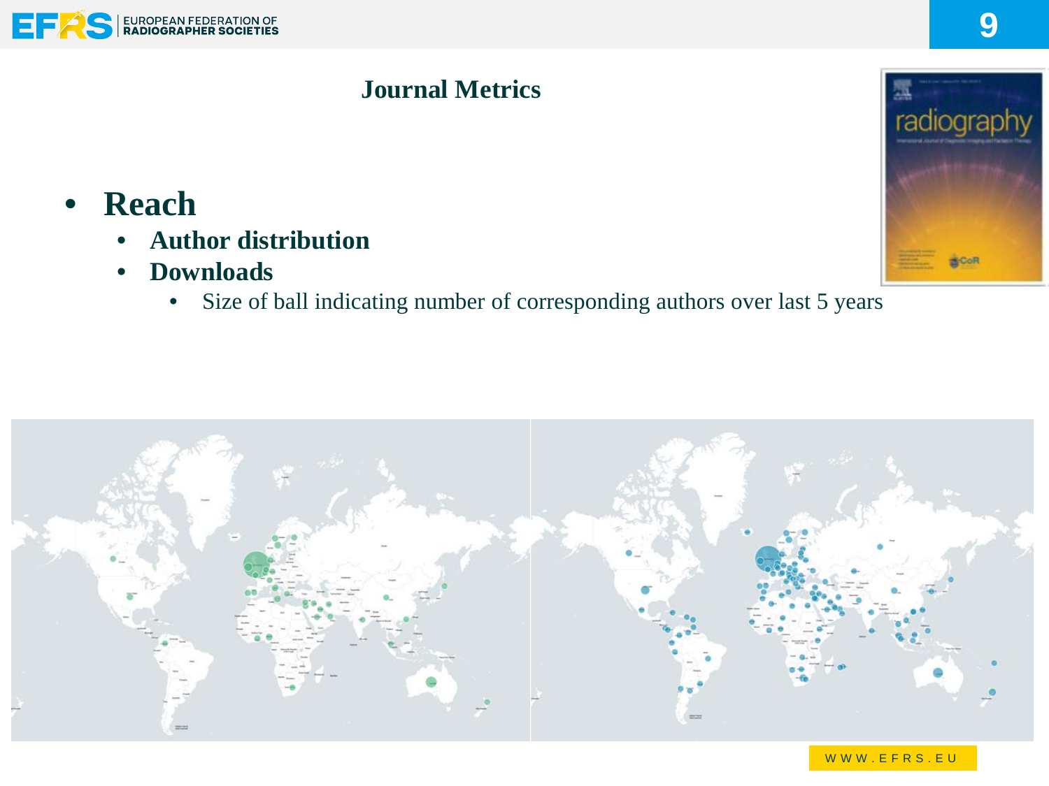## Journal Metrics

- **Reach**
  - **Author distribution**
  - **Downloads**
    - Size of ball indicating number of corresponding authors over last 5 years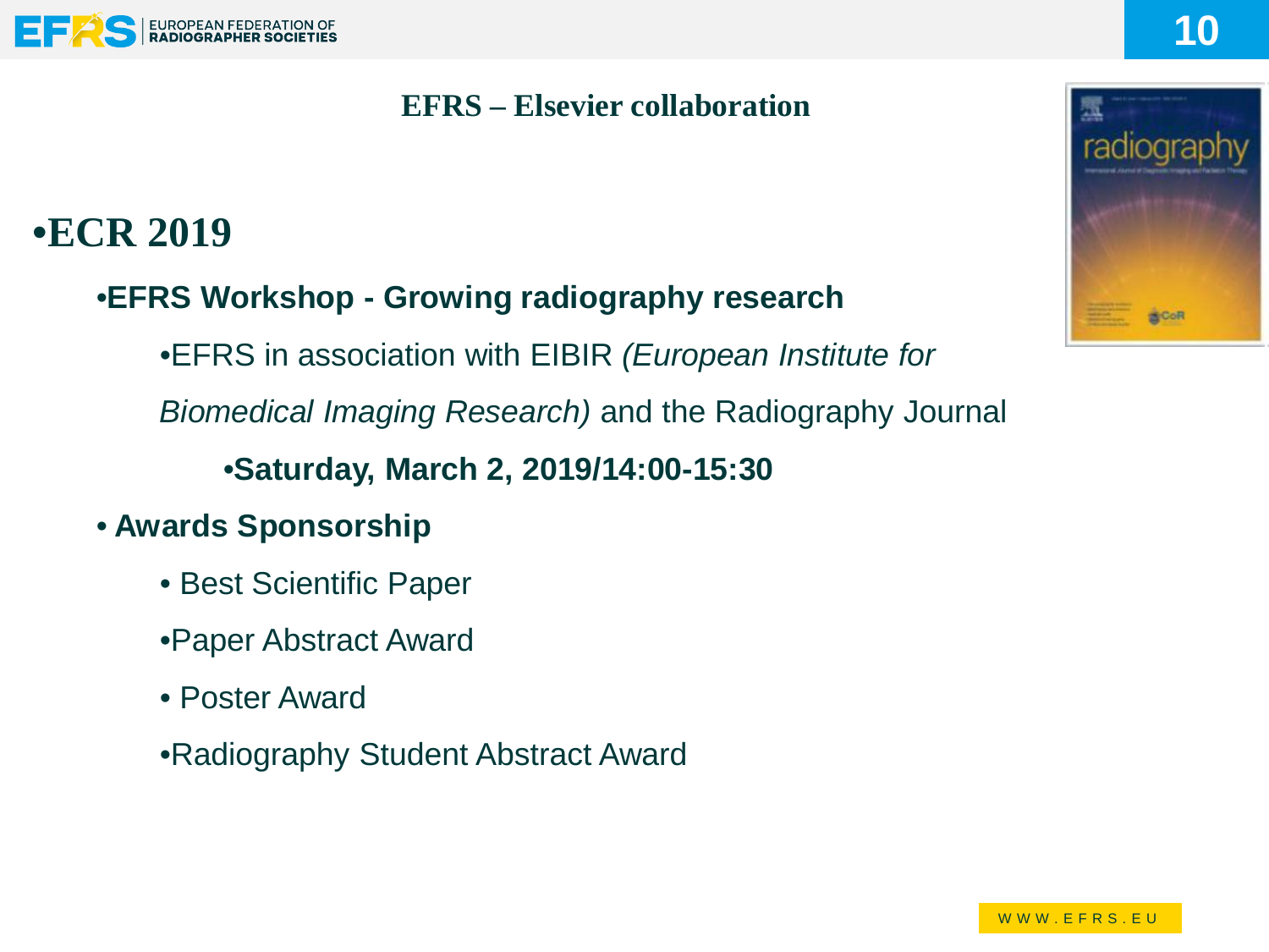## EFRS – Elsevier collaboration

# ECR 2019

- **EFRS Workshop - Growing radiography research**
  - EFRS in association with EIBIR *(European Institute for Biomedical Imaging Research)* and the Radiography Journal
    - **Saturday, March 2, 2019/14:00-15:30**
- **Awards Sponsorship**
  - Best Scientific Paper
  - Paper Abstract Award
  - Poster Award
  - Radiography Student Abstract Award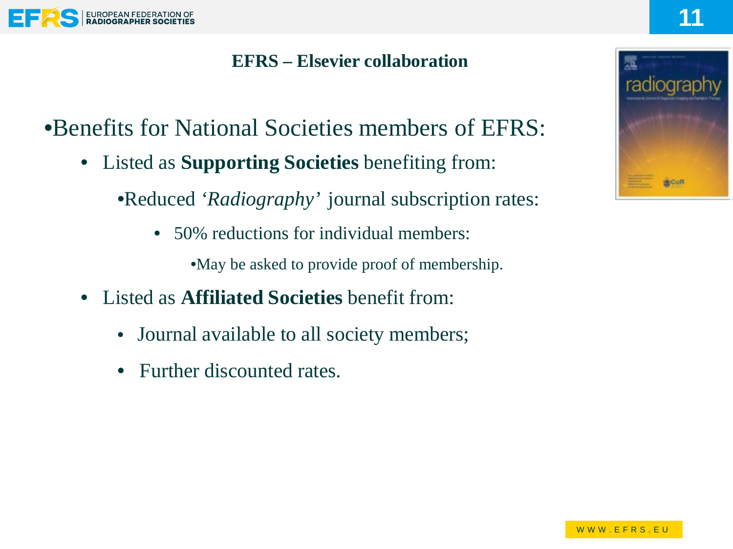## EFRS – Elsevier collaboration

- Benefits for National Societies members of EFRS:
  - Listed as **Supporting Societies** benefiting from:
    - Reduced *'Radiography'* journal subscription rates:
      - 50% reductions for individual members:
        - May be asked to provide proof of membership.
  - Listed as **Affiliated Societies** benefit from:
    - Journal available to all society members;
    - Further discounted rates.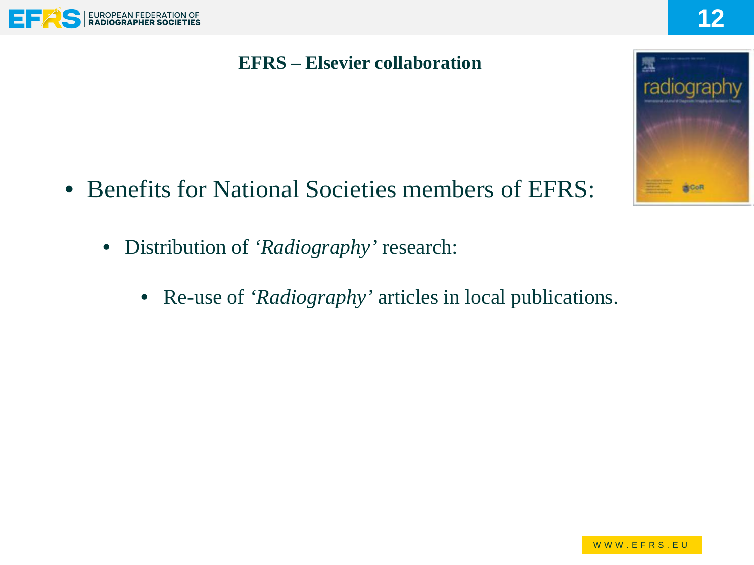## EFRS – Elsevier collaboration

- Benefits for National Societies members of EFRS:
  - Distribution of *'Radiography'* research:
    - Re-use of *'Radiography'* articles in local publications.

WWW.EFRS.EU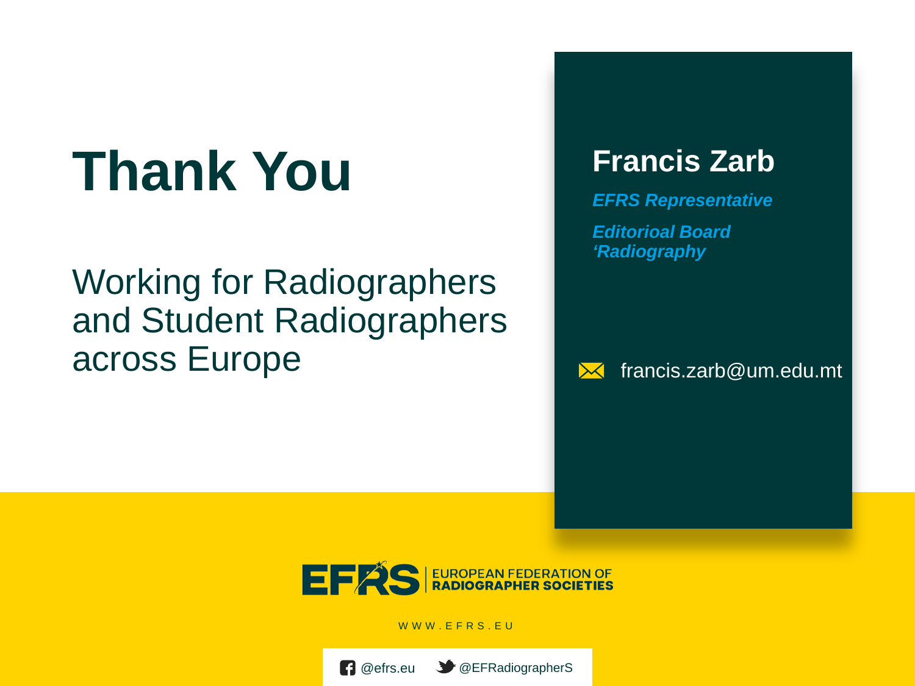# Thank You

Working for Radiographers and Student Radiographers across Europe

## Francis Zarb

***EFRS Representative***

***Editorioal Board 'Radiography***

francis.zarb@um.edu.mt

EFRS | EUROPEAN FEDERATION OF RADIOGRAPHER SOCIETIES

WWW.EFRS.EU

@efrs.eu @EFRadiographerS